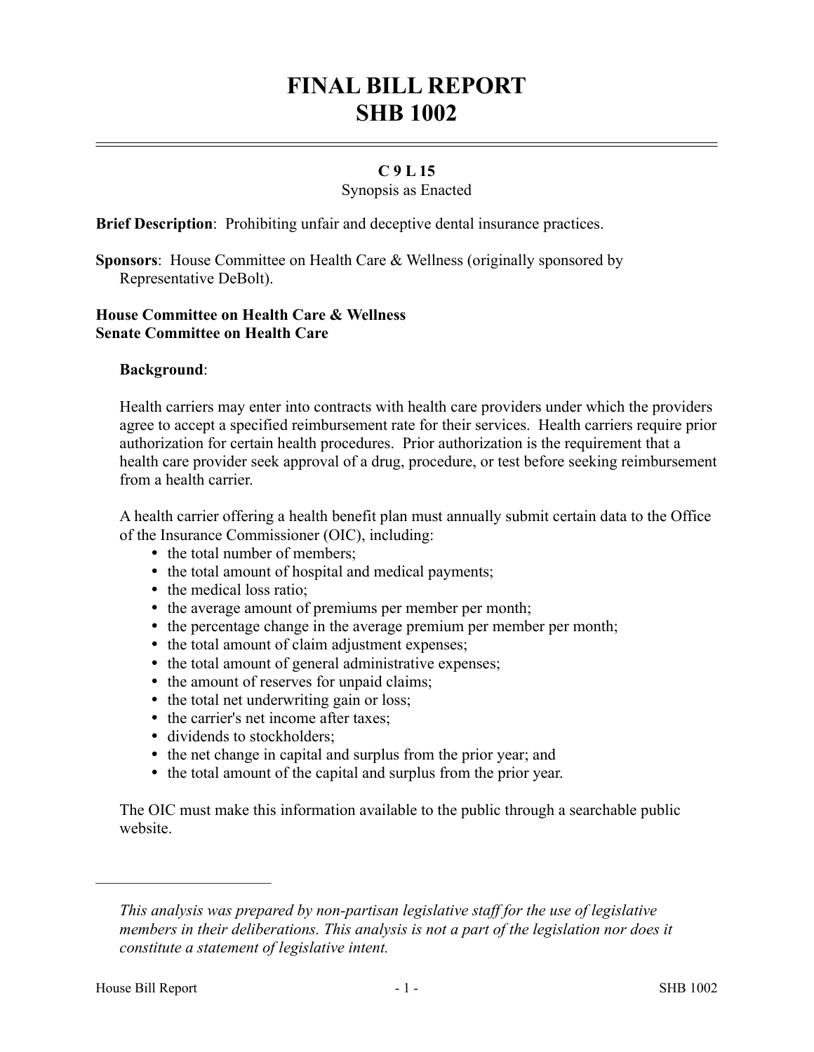# FINAL BILL REPORT
# SHB 1002

**C 9 L 15**

Synopsis as Enacted

**Brief Description**: Prohibiting unfair and deceptive dental insurance practices.

**Sponsors**: House Committee on Health Care & Wellness (originally sponsored by Representative DeBolt).

**House Committee on Health Care & Wellness**
**Senate Committee on Health Care**

**Background**:

Health carriers may enter into contracts with health care providers under which the providers agree to accept a specified reimbursement rate for their services. Health carriers require prior authorization for certain health procedures. Prior authorization is the requirement that a health care provider seek approval of a drug, procedure, or test before seeking reimbursement from a health carrier.

A health carrier offering a health benefit plan must annually submit certain data to the Office of the Insurance Commissioner (OIC), including:

- the total number of members;
- the total amount of hospital and medical payments;
- the medical loss ratio;
- the average amount of premiums per member per month;
- the percentage change in the average premium per member per month;
- the total amount of claim adjustment expenses;
- the total amount of general administrative expenses;
- the amount of reserves for unpaid claims;
- the total net underwriting gain or loss;
- the carrier's net income after taxes;
- dividends to stockholders;
- the net change in capital and surplus from the prior year; and
- the total amount of the capital and surplus from the prior year.

The OIC must make this information available to the public through a searchable public website.

---

*This analysis was prepared by non-partisan legislative staff for the use of legislative members in their deliberations. This analysis is not a part of the legislation nor does it constitute a statement of legislative intent.*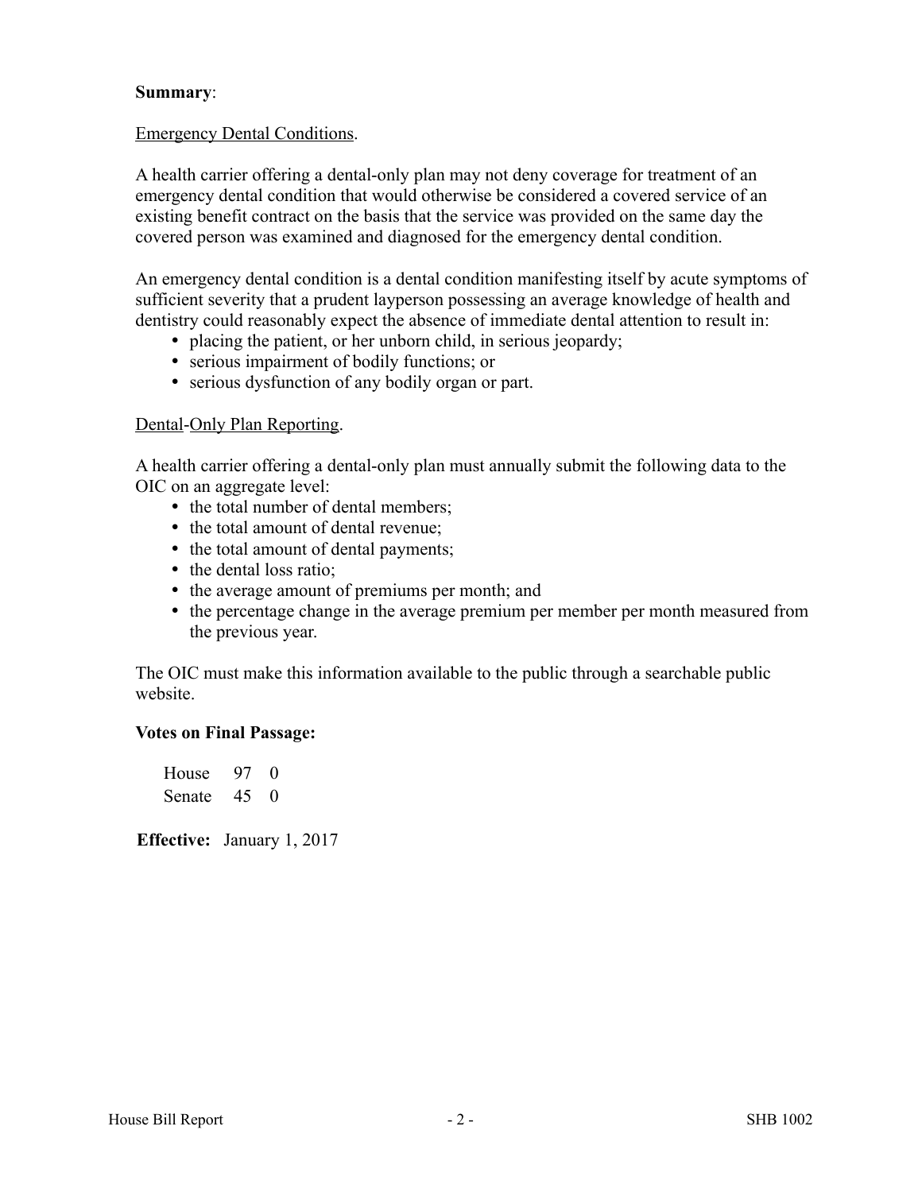**Summary**:

Emergency Dental Conditions.

A health carrier offering a dental-only plan may not deny coverage for treatment of an emergency dental condition that would otherwise be considered a covered service of an existing benefit contract on the basis that the service was provided on the same day the covered person was examined and diagnosed for the emergency dental condition.

An emergency dental condition is a dental condition manifesting itself by acute symptoms of sufficient severity that a prudent layperson possessing an average knowledge of health and dentistry could reasonably expect the absence of immediate dental attention to result in:

- placing the patient, or her unborn child, in serious jeopardy;
- serious impairment of bodily functions; or
- serious dysfunction of any bodily organ or part.

Dental-Only Plan Reporting.

A health carrier offering a dental-only plan must annually submit the following data to the OIC on an aggregate level:

- the total number of dental members;
- the total amount of dental revenue;
- the total amount of dental payments;
- the dental loss ratio;
- the average amount of premiums per month; and
- the percentage change in the average premium per member per month measured from the previous year.

The OIC must make this information available to the public through a searchable public website.

**Votes on Final Passage:**

| | | |
|---|---|---|
| House | 97 | 0 |
| Senate | 45 | 0 |

**Effective:** January 1, 2017